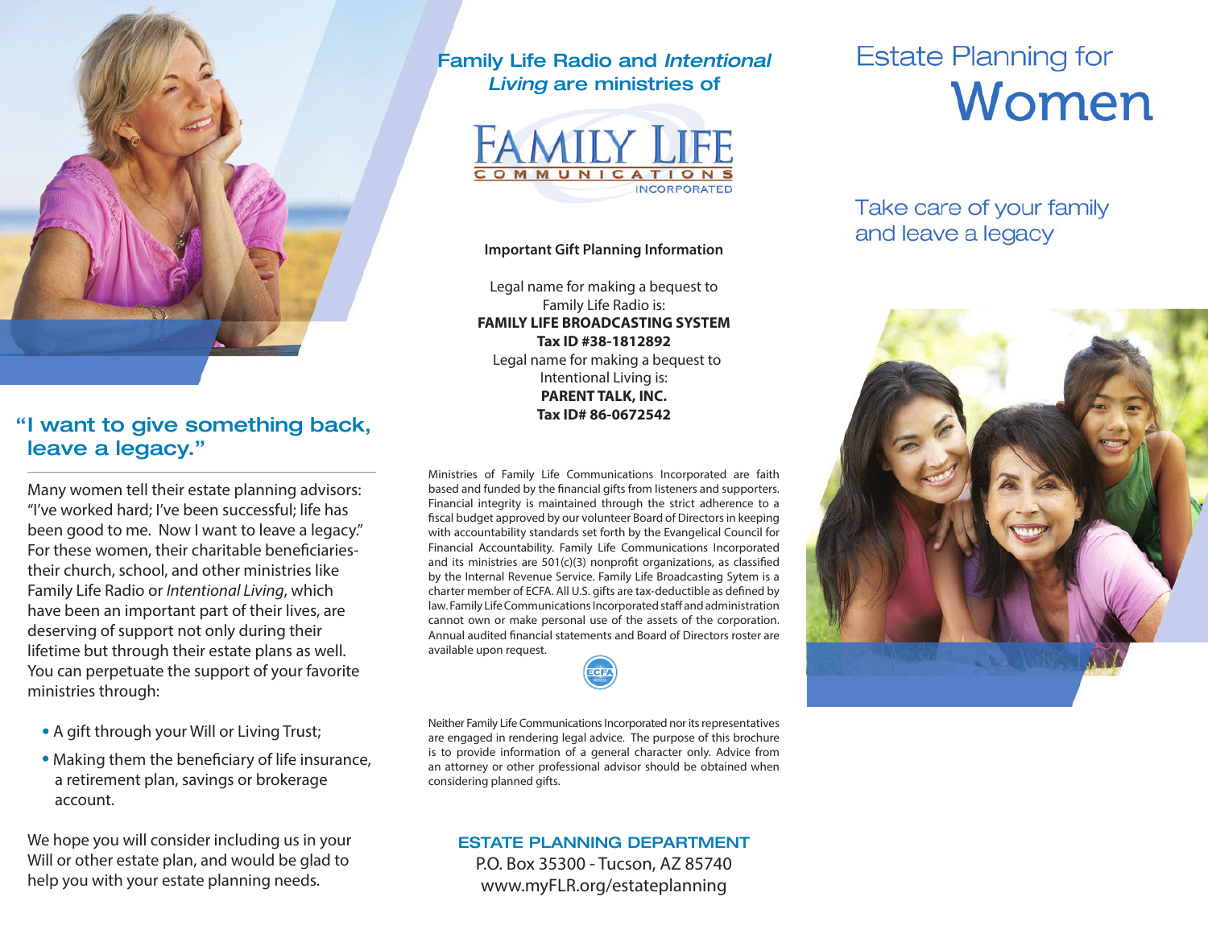# Estate Planning for Women

## Take care of your family and leave a legacy

## "I want to give something back, leave a legacy."

Many women tell their estate planning advisors: "I've worked hard; I've been successful; life has been good to me. Now I want to leave a legacy." For these women, their charitable beneficiaries-their church, school, and other ministries like Family Life Radio or *Intentional Living*, which have been an important part of their lives, are deserving of support not only during their lifetime but through their estate plans as well. You can perpetuate the support of your favorite ministries through:

- A gift through your Will or Living Trust;
- Making them the beneficiary of life insurance, a retirement plan, savings or brokerage account.

We hope you will consider including us in your Will or other estate plan, and would be glad to help you with your estate planning needs.

## Family Life Radio and *Intentional Living* are ministries of

FAMILY LIFE COMMUNICATIONS INCORPORATED

**Important Gift Planning Information**

Legal name for making a bequest to Family Life Radio is:
**FAMILY LIFE BROADCASTING SYSTEM**
**Tax ID #38-1812892**

Legal name for making a bequest to Intentional Living is:
**PARENT TALK, INC.**
**Tax ID# 86-0672542**

Ministries of Family Life Communications Incorporated are faith based and funded by the financial gifts from listeners and supporters. Financial integrity is maintained through the strict adherence to a fiscal budget approved by our volunteer Board of Directors in keeping with accountability standards set forth by the Evangelical Council for Financial Accountability. Family Life Communications Incorporated and its ministries are 501(c)(3) nonprofit organizations, as classified by the Internal Revenue Service. Family Life Broadcasting Sytem is a charter member of ECFA. All U.S. gifts are tax-deductible as defined by law. Family Life Communications Incorporated staff and administration cannot own or make personal use of the assets of the corporation. Annual audited financial statements and Board of Directors roster are available upon request.

Neither Family Life Communications Incorporated nor its representatives are engaged in rendering legal advice. The purpose of this brochure is to provide information of a general character only. Advice from an attorney or other professional advisor should be obtained when considering planned gifts.

**ESTATE PLANNING DEPARTMENT**
P.O. Box 35300 - Tucson, AZ 85740
www.myFLR.org/estateplanning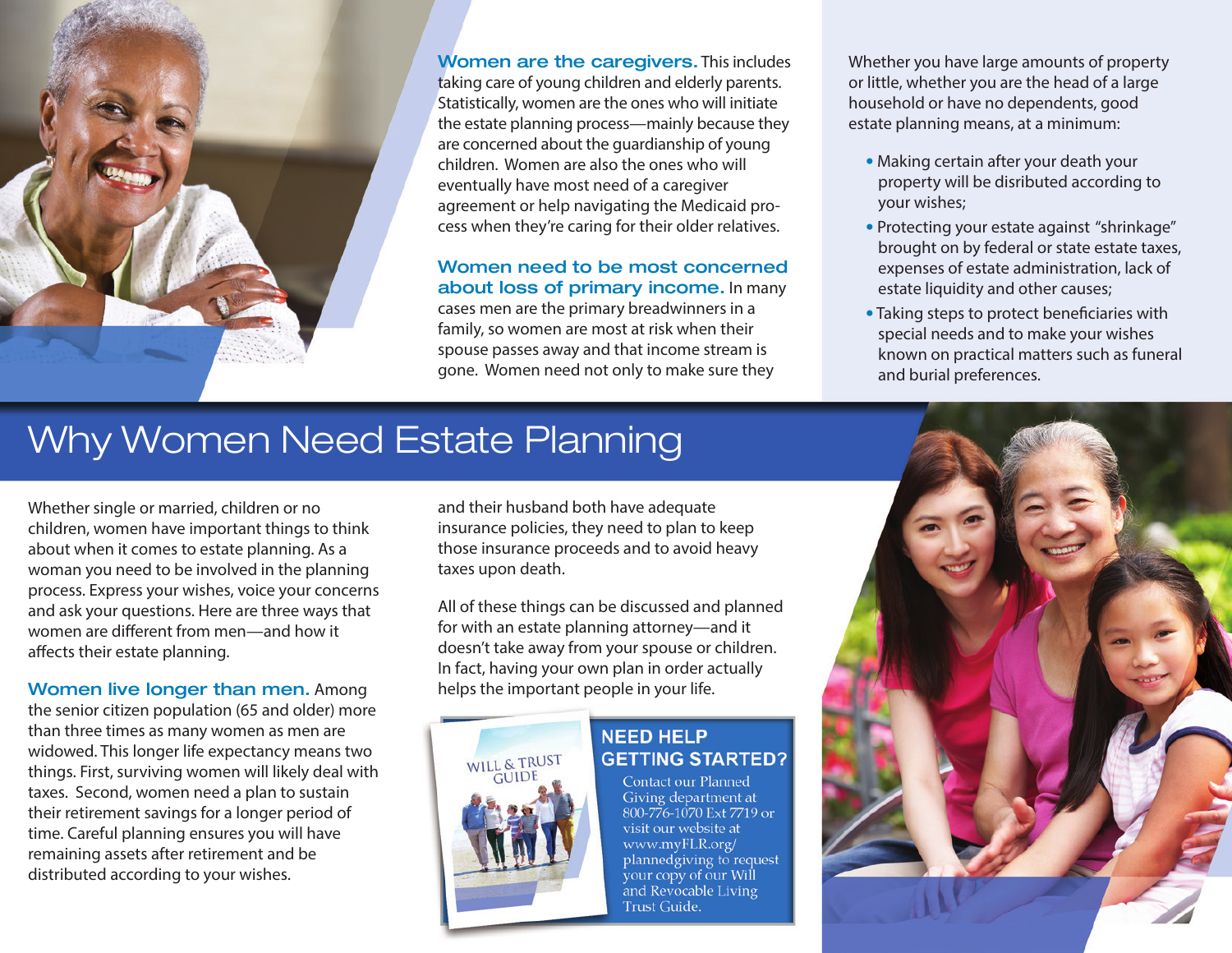# Why Women Need Estate Planning

Whether single or married, children or no children, women have important things to think about when it comes to estate planning. As a woman you need to be involved in the planning process. Express your wishes, voice your concerns and ask your questions. Here are three ways that women are different from men—and how it affects their estate planning.

**Women live longer than men.** Among the senior citizen population (65 and older) more than three times as many women as men are widowed. This longer life expectancy means two things. First, surviving women will likely deal with taxes. Second, women need a plan to sustain their retirement savings for a longer period of time. Careful planning ensures you will have remaining assets after retirement and be distributed according to your wishes.

**Women are the caregivers.** This includes taking care of young children and elderly parents. Statistically, women are the ones who will initiate the estate planning process—mainly because they are concerned about the guardianship of young children. Women are also the ones who will eventually have most need of a caregiver agreement or help navigating the Medicaid process when they're caring for their older relatives.

**Women need to be most concerned about loss of primary income.** In many cases men are the primary breadwinners in a family, so women are most at risk when their spouse passes away and that income stream is gone. Women need not only to make sure they and their husband both have adequate insurance policies, they need to plan to keep those insurance proceeds and to avoid heavy taxes upon death.

All of these things can be discussed and planned for with an estate planning attorney—and it doesn't take away from your spouse or children. In fact, having your own plan in order actually helps the important people in your life.

Whether you have large amounts of property or little, whether you are the head of a large household or have no dependents, good estate planning means, at a minimum:

- Making certain after your death your property will be disributed according to your wishes;
- Protecting your estate against "shrinkage" brought on by federal or state estate taxes, expenses of estate administration, lack of estate liquidity and other causes;
- Taking steps to protect beneficiaries with special needs and to make your wishes known on practical matters such as funeral and burial preferences.

## NEED HELP GETTING STARTED?

Contact our Planned Giving department at 800-776-1070 Ext 7719 or visit our website at www.myFLR.org/plannedgiving to request your copy of our Will and Revocable Living Trust Guide.